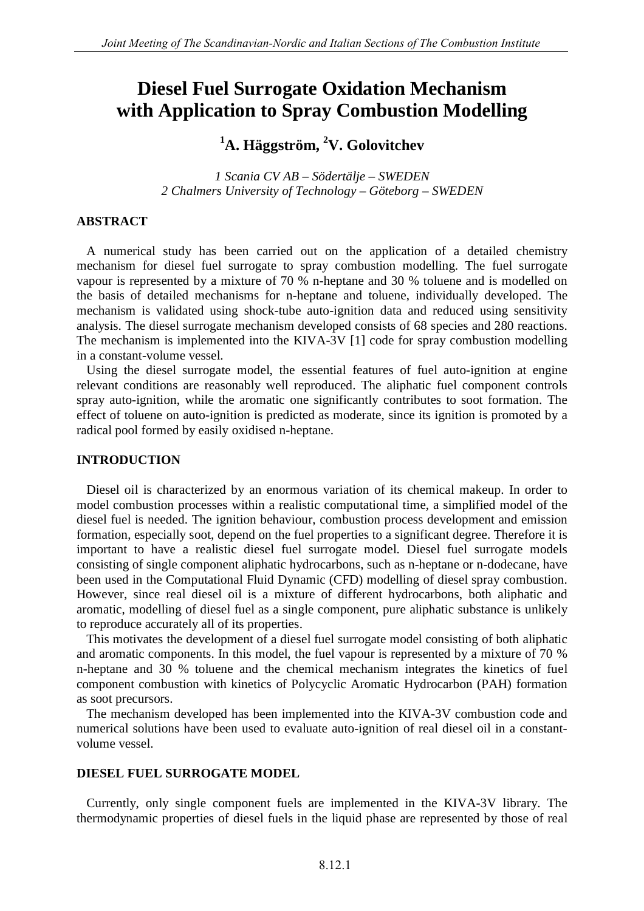# Diesel Fuel Surrogate Oxidation Mechanism with Application to Spray Combustion Modelling

**[1]A. Häggström, [2]V. Golovitchev**

*1 Scania CV AB – Södertälje – SWEDEN*
*2 Chalmers University of Technology – Göteborg – SWEDEN*

## ABSTRACT

A numerical study has been carried out on the application of a detailed chemistry mechanism for diesel fuel surrogate to spray combustion modelling. The fuel surrogate vapour is represented by a mixture of 70 % n-heptane and 30 % toluene and is modelled on the basis of detailed mechanisms for n-heptane and toluene, individually developed. The mechanism is validated using shock-tube auto-ignition data and reduced using sensitivity analysis. The diesel surrogate mechanism developed consists of 68 species and 280 reactions. The mechanism is implemented into the KIVA-3V [1] code for spray combustion modelling in a constant-volume vessel.

Using the diesel surrogate model, the essential features of fuel auto-ignition at engine relevant conditions are reasonably well reproduced. The aliphatic fuel component controls spray auto-ignition, while the aromatic one significantly contributes to soot formation. The effect of toluene on auto-ignition is predicted as moderate, since its ignition is promoted by a radical pool formed by easily oxidised n-heptane.

## INTRODUCTION

Diesel oil is characterized by an enormous variation of its chemical makeup. In order to model combustion processes within a realistic computational time, a simplified model of the diesel fuel is needed. The ignition behaviour, combustion process development and emission formation, especially soot, depend on the fuel properties to a significant degree. Therefore it is important to have a realistic diesel fuel surrogate model. Diesel fuel surrogate models consisting of single component aliphatic hydrocarbons, such as n-heptane or n-dodecane, have been used in the Computational Fluid Dynamic (CFD) modelling of diesel spray combustion. However, since real diesel oil is a mixture of different hydrocarbons, both aliphatic and aromatic, modelling of diesel fuel as a single component, pure aliphatic substance is unlikely to reproduce accurately all of its properties.

This motivates the development of a diesel fuel surrogate model consisting of both aliphatic and aromatic components. In this model, the fuel vapour is represented by a mixture of 70 % n-heptane and 30 % toluene and the chemical mechanism integrates the kinetics of fuel component combustion with kinetics of Polycyclic Aromatic Hydrocarbon (PAH) formation as soot precursors.

The mechanism developed has been implemented into the KIVA-3V combustion code and numerical solutions have been used to evaluate auto-ignition of real diesel oil in a constant-volume vessel.

## DIESEL FUEL SURROGATE MODEL

Currently, only single component fuels are implemented in the KIVA-3V library. The thermodynamic properties of diesel fuels in the liquid phase are represented by those of real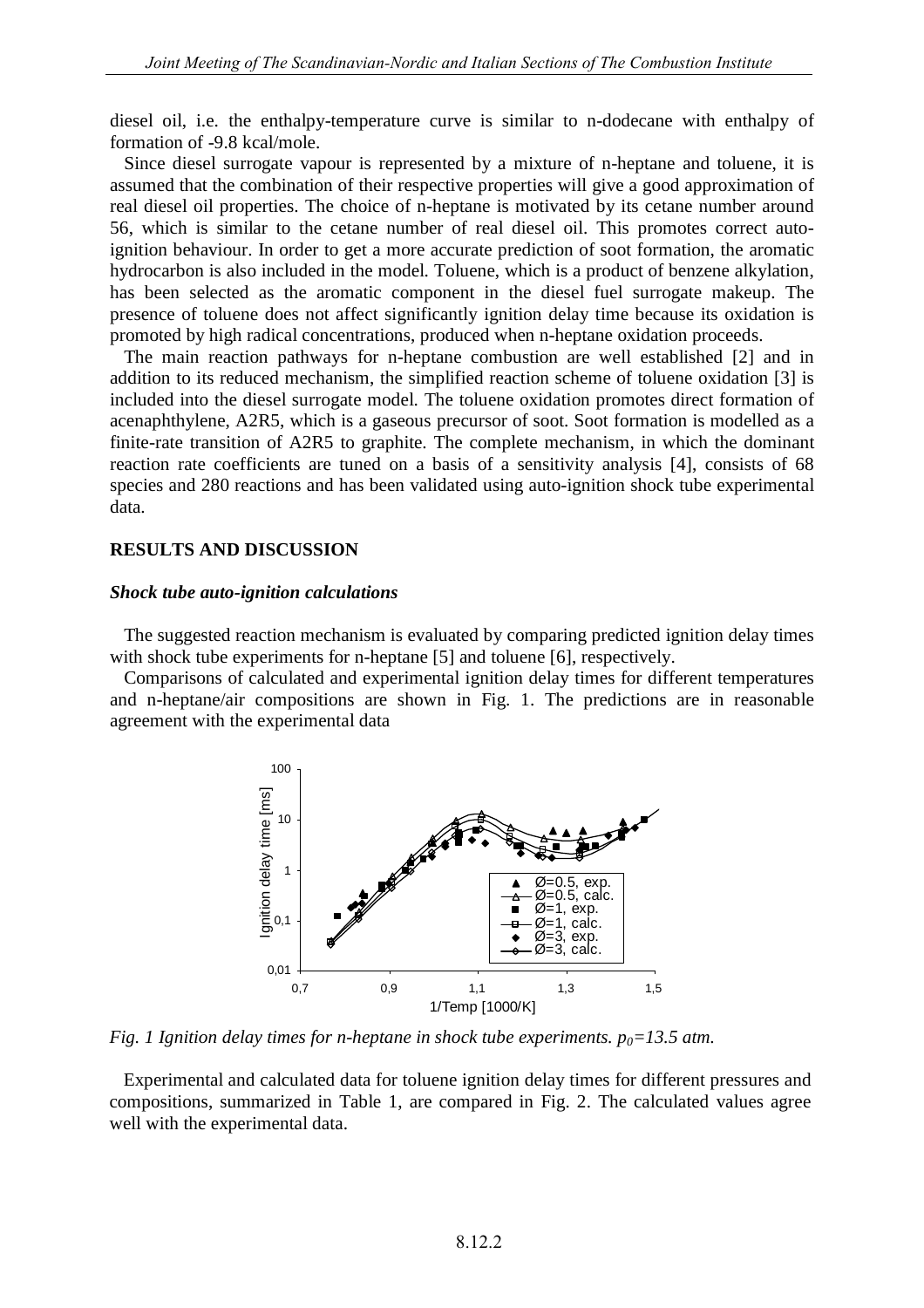diesel oil, i.e. the enthalpy-temperature curve is similar to n-dodecane with enthalpy of formation of -9.8 kcal/mole.

Since diesel surrogate vapour is represented by a mixture of n-heptane and toluene, it is assumed that the combination of their respective properties will give a good approximation of real diesel oil properties. The choice of n-heptane is motivated by its cetane number around 56, which is similar to the cetane number of real diesel oil. This promotes correct auto-ignition behaviour. In order to get a more accurate prediction of soot formation, the aromatic hydrocarbon is also included in the model. Toluene, which is a product of benzene alkylation, has been selected as the aromatic component in the diesel fuel surrogate makeup. The presence of toluene does not affect significantly ignition delay time because its oxidation is promoted by high radical concentrations, produced when n-heptane oxidation proceeds.

The main reaction pathways for n-heptane combustion are well established [2] and in addition to its reduced mechanism, the simplified reaction scheme of toluene oxidation [3] is included into the diesel surrogate model. The toluene oxidation promotes direct formation of acenaphthylene, A2R5, which is a gaseous precursor of soot. Soot formation is modelled as a finite-rate transition of A2R5 to graphite. The complete mechanism, in which the dominant reaction rate coefficients are tuned on a basis of a sensitivity analysis [4], consists of 68 species and 280 reactions and has been validated using auto-ignition shock tube experimental data.

## RESULTS AND DISCUSSION

### *Shock tube auto-ignition calculations*

The suggested reaction mechanism is evaluated by comparing predicted ignition delay times with shock tube experiments for n-heptane [5] and toluene [6], respectively.

Comparisons of calculated and experimental ignition delay times for different temperatures and n-heptane/air compositions are shown in Fig. 1. The predictions are in reasonable agreement with the experimental data

*Fig. 1 Ignition delay times for n-heptane in shock tube experiments. $p_0$=13.5 atm.*

Experimental and calculated data for toluene ignition delay times for different pressures and compositions, summarized in Table 1, are compared in Fig. 2. The calculated values agree well with the experimental data.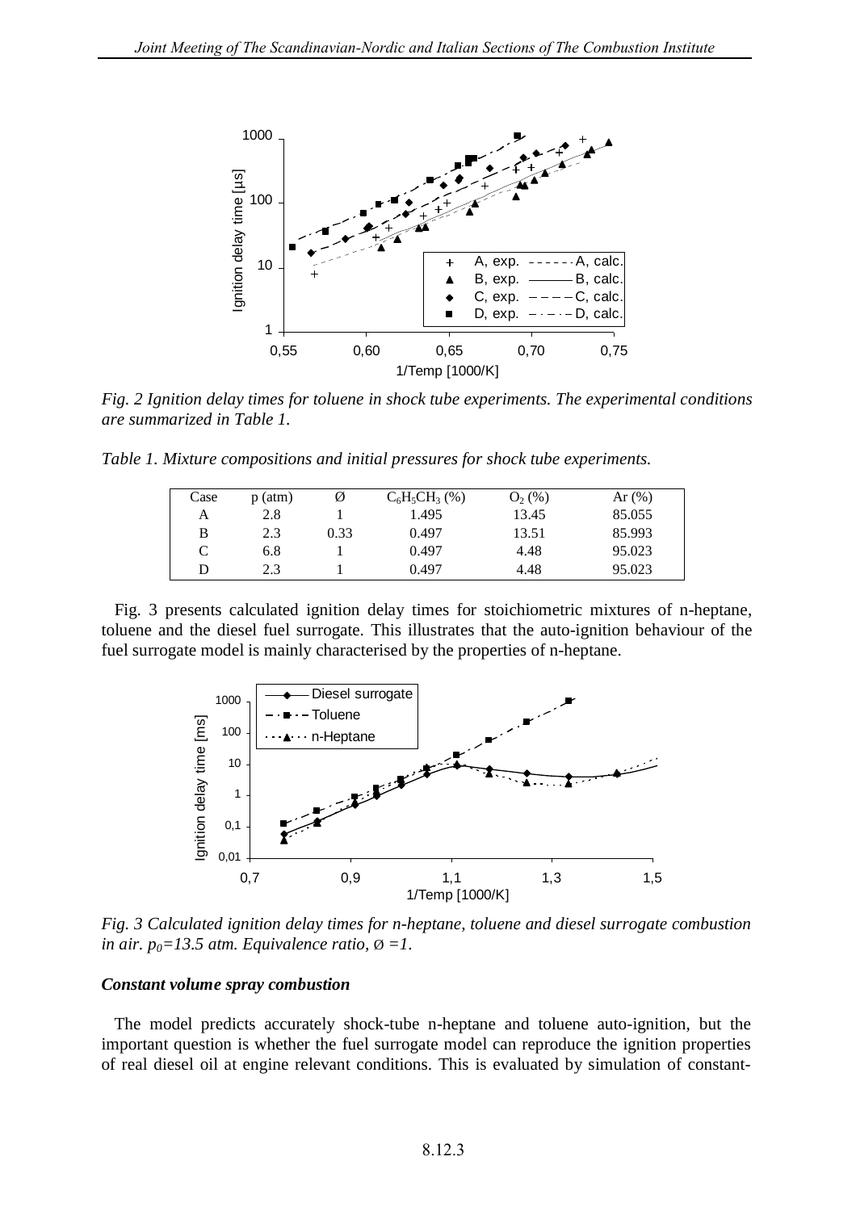*Fig. 2 Ignition delay times for toluene in shock tube experiments. The experimental conditions are summarized in Table 1.*

*Table 1. Mixture compositions and initial pressures for shock tube experiments.*

| Case | p (atm) | Ø | $C_6H_5CH_3$ (%) | $O_2$ (%) | Ar (%) |
|---|---|---|---|---|---|
| A | 2.8 | 1 | 1.495 | 13.45 | 85.055 |
| B | 2.3 | 0.33 | 0.497 | 13.51 | 85.993 |
| C | 6.8 | 1 | 0.497 | 4.48 | 95.023 |
| D | 2.3 | 1 | 0.497 | 4.48 | 95.023 |

Fig. 3 presents calculated ignition delay times for stoichiometric mixtures of n-heptane, toluene and the diesel fuel surrogate. This illustrates that the auto-ignition behaviour of the fuel surrogate model is mainly characterised by the properties of n-heptane.

*Fig. 3 Calculated ignition delay times for n-heptane, toluene and diesel surrogate combustion in air. $p_0$=13.5 atm. Equivalence ratio, Ø =1.*

### *Constant volume spray combustion*

The model predicts accurately shock-tube n-heptane and toluene auto-ignition, but the important question is whether the fuel surrogate model can reproduce the ignition properties of real diesel oil at engine relevant conditions. This is evaluated by simulation of constant-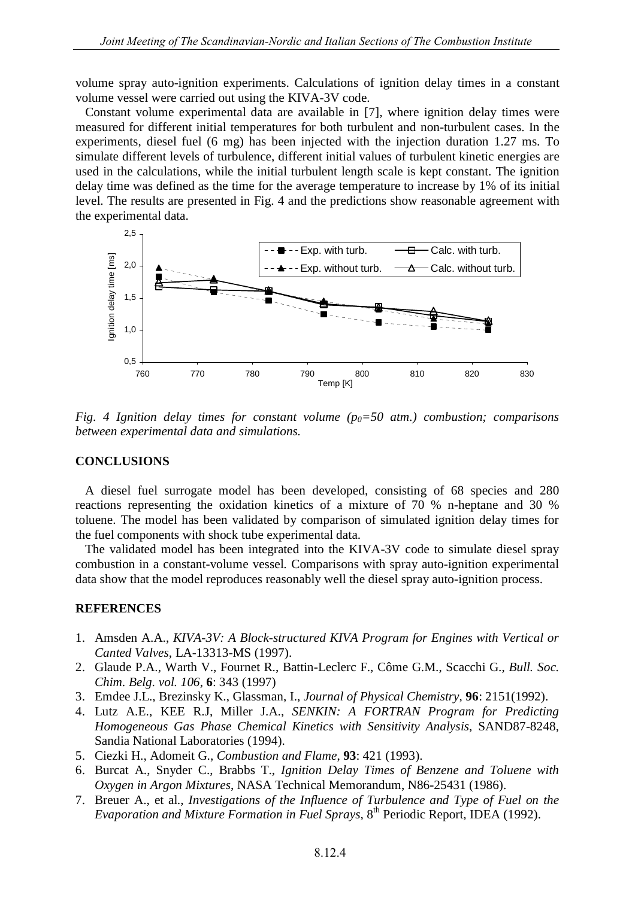volume spray auto-ignition experiments. Calculations of ignition delay times in a constant volume vessel were carried out using the KIVA-3V code.

Constant volume experimental data are available in [7], where ignition delay times were measured for different initial temperatures for both turbulent and non-turbulent cases. In the experiments, diesel fuel (6 mg) has been injected with the injection duration 1.27 ms. To simulate different levels of turbulence, different initial values of turbulent kinetic energies are used in the calculations, while the initial turbulent length scale is kept constant. The ignition delay time was defined as the time for the average temperature to increase by 1% of its initial level. The results are presented in Fig. 4 and the predictions show reasonable agreement with the experimental data.

Ignition delay time [ms]
2,5
2,0
1,5
1,0
0,5
760 770 780 790 800 810 820 830
Temp [K]
Exp. with turb.
Calc. with turb.
Exp. without turb.
Calc. without turb.

*Fig. 4 Ignition delay times for constant volume ($p_0$=50 atm.) combustion; comparisons between experimental data and simulations.*

## CONCLUSIONS

A diesel fuel surrogate model has been developed, consisting of 68 species and 280 reactions representing the oxidation kinetics of a mixture of 70 % n-heptane and 30 % toluene. The model has been validated by comparison of simulated ignition delay times for the fuel components with shock tube experimental data.

The validated model has been integrated into the KIVA-3V code to simulate diesel spray combustion in a constant-volume vessel. Comparisons with spray auto-ignition experimental data show that the model reproduces reasonably well the diesel spray auto-ignition process.

## REFERENCES

1. Amsden A.A., *KIVA-3V: A Block-structured KIVA Program for Engines with Vertical or Canted Valves*, LA-13313-MS (1997).
2. Glaude P.A., Warth V., Fournet R., Battin-Leclerc F., Côme G.M., Scacchi G., *Bull. Soc. Chim. Belg. vol. 106*, **6**: 343 (1997)
3. Emdee J.L., Brezinsky K., Glassman, I., *Journal of Physical Chemistry*, **96**: 2151(1992).
4. Lutz A.E., KEE R.J, Miller J.A., *SENKIN: A FORTRAN Program for Predicting Homogeneous Gas Phase Chemical Kinetics with Sensitivity Analysis*, SAND87-8248, Sandia National Laboratories (1994).
5. Ciezki H., Adomeit G., *Combustion and Flame*, **93**: 421 (1993).
6. Burcat A., Snyder C., Brabbs T., *Ignition Delay Times of Benzene and Toluene with Oxygen in Argon Mixtures*, NASA Technical Memorandum, N86-25431 (1986).
7. Breuer A., et al., *Investigations of the Influence of Turbulence and Type of Fuel on the Evaporation and Mixture Formation in Fuel Sprays*, 8th Periodic Report, IDEA (1992).